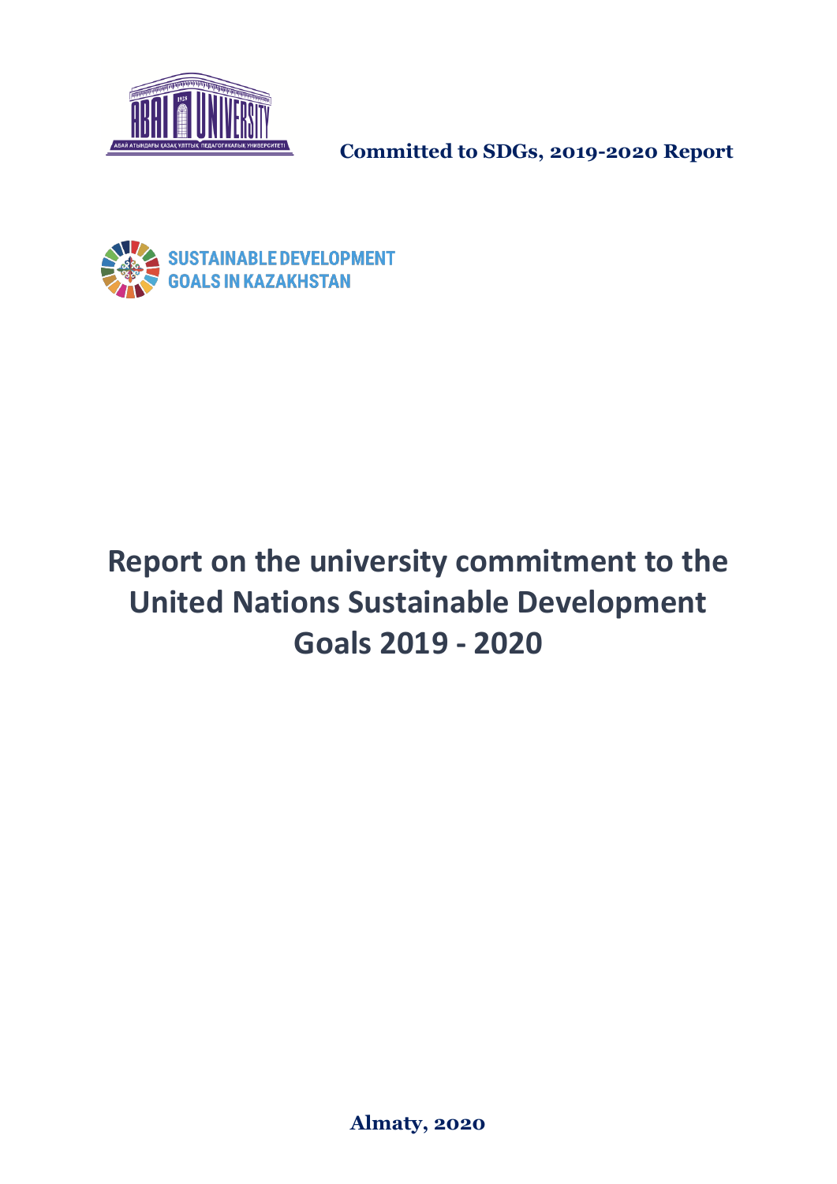**Committed to SDGs, 2019-2020 Report**

SUSTAINABLE DEVELOPMENT GOALS IN KAZAKHSTAN

# Report on the university commitment to the United Nations Sustainable Development Goals 2019 - 2020

**Almaty, 2020**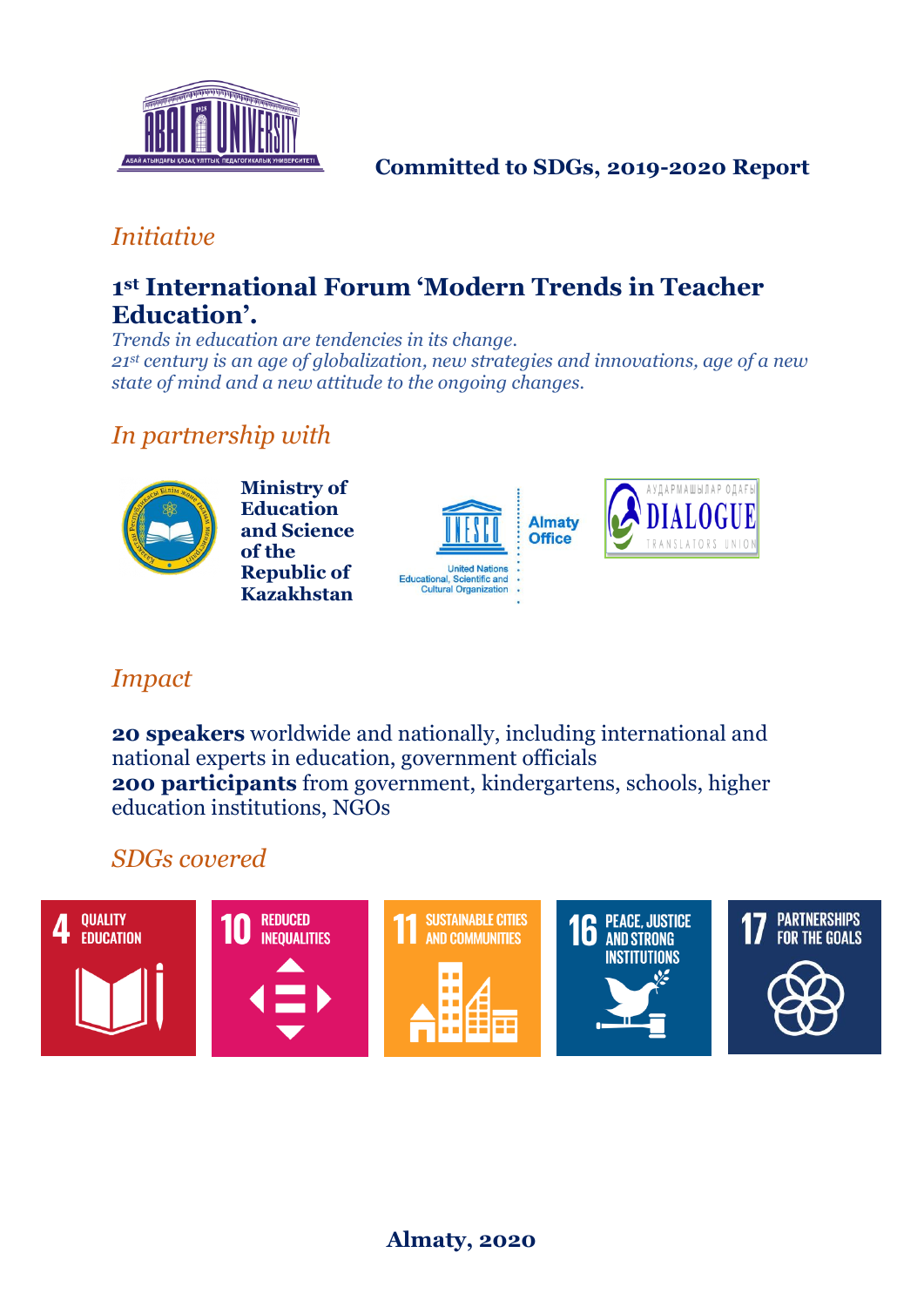**Committed to SDGs, 2019-2020 Report**

## *Initiative*

### 1st International Forum 'Modern Trends in Teacher Education'.

*Trends in education are tendencies in its change.*
*21st century is an age of globalization, new strategies and innovations, age of a new state of mind and a new attitude to the ongoing changes.*

## *In partnership with*

**Ministry of Education and Science of the Republic of Kazakhstan**

UNESCO – United Nations Educational, Scientific and Cultural Organization – Almaty Office

АУДАРМАШЫЛАР ОДАҒЫ DIALOGUE TRANSLATORS UNION

## *Impact*

**20 speakers** worldwide and nationally, including international and national experts in education, government officials
**200 participants** from government, kindergartens, schools, higher education institutions, NGOs

## *SDGs covered*

- 4 QUALITY EDUCATION
- 10 REDUCED INEQUALITIES
- 11 SUSTAINABLE CITIES AND COMMUNITIES
- 16 PEACE, JUSTICE AND STRONG INSTITUTIONS
- 17 PARTNERSHIPS FOR THE GOALS

**Almaty, 2020**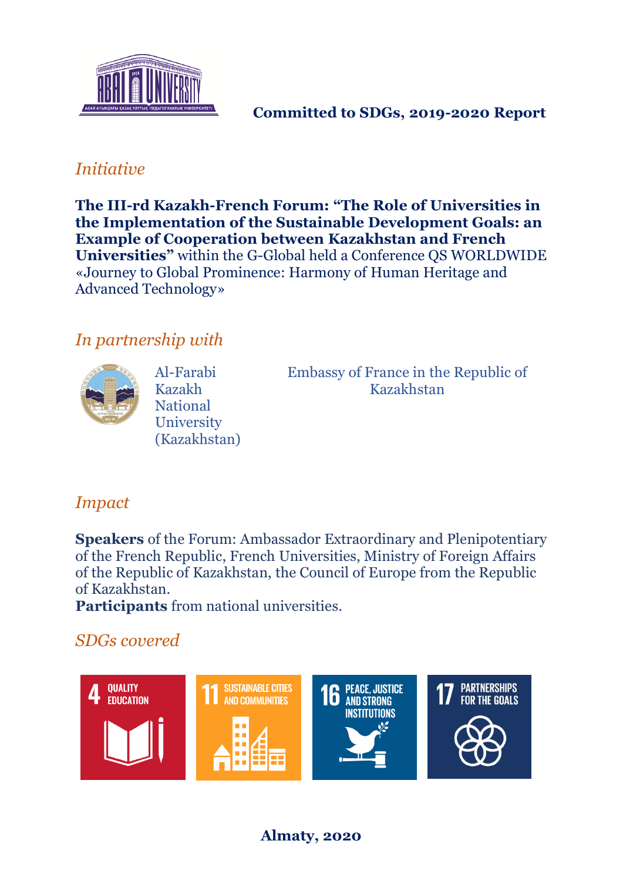**Committed to SDGs, 2019-2020 Report**

## *Initiative*

**The III-rd Kazakh-French Forum: “The Role of Universities in the Implementation of the Sustainable Development Goals: an Example of Cooperation between Kazakhstan and French Universities”** within the G-Global held a Conference QS WORLDWIDE «Journey to Global Prominence: Harmony of Human Heritage and Advanced Technology»

## *In partnership with*

Al-Farabi Kazakh National University (Kazakhstan)

Embassy of France in the Republic of Kazakhstan

## *Impact*

**Speakers** of the Forum: Ambassador Extraordinary and Plenipotentiary of the French Republic, French Universities, Ministry of Foreign Affairs of the Republic of Kazakhstan, the Council of Europe from the Republic of Kazakhstan.

**Participants** from national universities.

## *SDGs covered*

4 QUALITY EDUCATION

11 SUSTAINABLE CITIES AND COMMUNITIES

16 PEACE, JUSTICE AND STRONG INSTITUTIONS

17 PARTNERSHIPS FOR THE GOALS

**Almaty, 2020**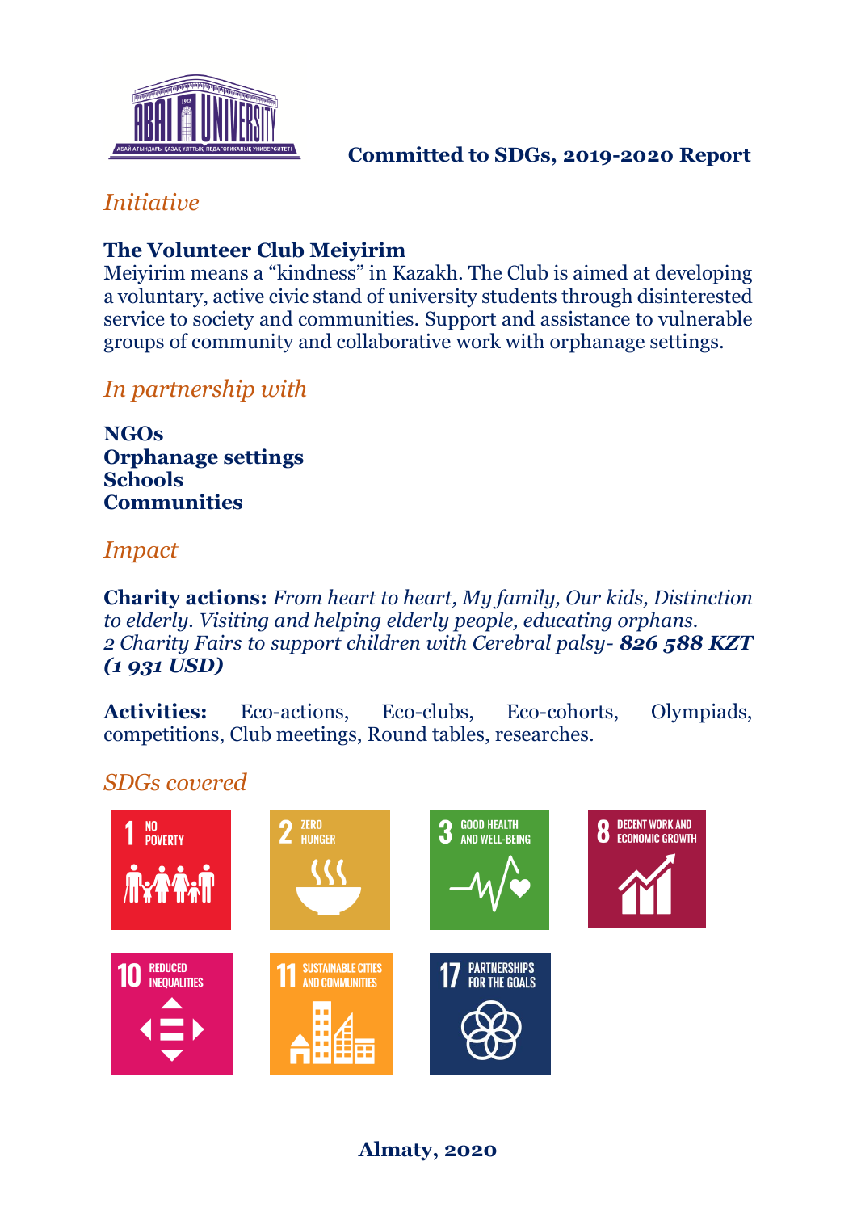**Committed to SDGs, 2019-2020 Report**

## *Initiative*

**The Volunteer Club Meiyirim**
Meiyirim means a "kindness" in Kazakh. The Club is aimed at developing a voluntary, active civic stand of university students through disinterested service to society and communities. Support and assistance to vulnerable groups of community and collaborative work with orphanage settings.

## *In partnership with*

**NGOs**
**Orphanage settings**
**Schools**
**Communities**

## *Impact*

**Charity actions:** *From heart to heart, My family, Our kids, Distinction to elderly. Visiting and helping elderly people, educating orphans.*
*2 Charity Fairs to support children with Cerebral palsy- **826 588 KZT (1 931 USD)***

**Activities:** Eco-actions, Eco-clubs, Eco-cohorts, Olympiads, competitions, Club meetings, Round tables, researches.

## *SDGs covered*

1 NO POVERTY
2 ZERO HUNGER
3 GOOD HEALTH AND WELL-BEING
8 DECENT WORK AND ECONOMIC GROWTH
10 REDUCED INEQUALITIES
11 SUSTAINABLE CITIES AND COMMUNITIES
17 PARTNERSHIPS FOR THE GOALS

**Almaty, 2020**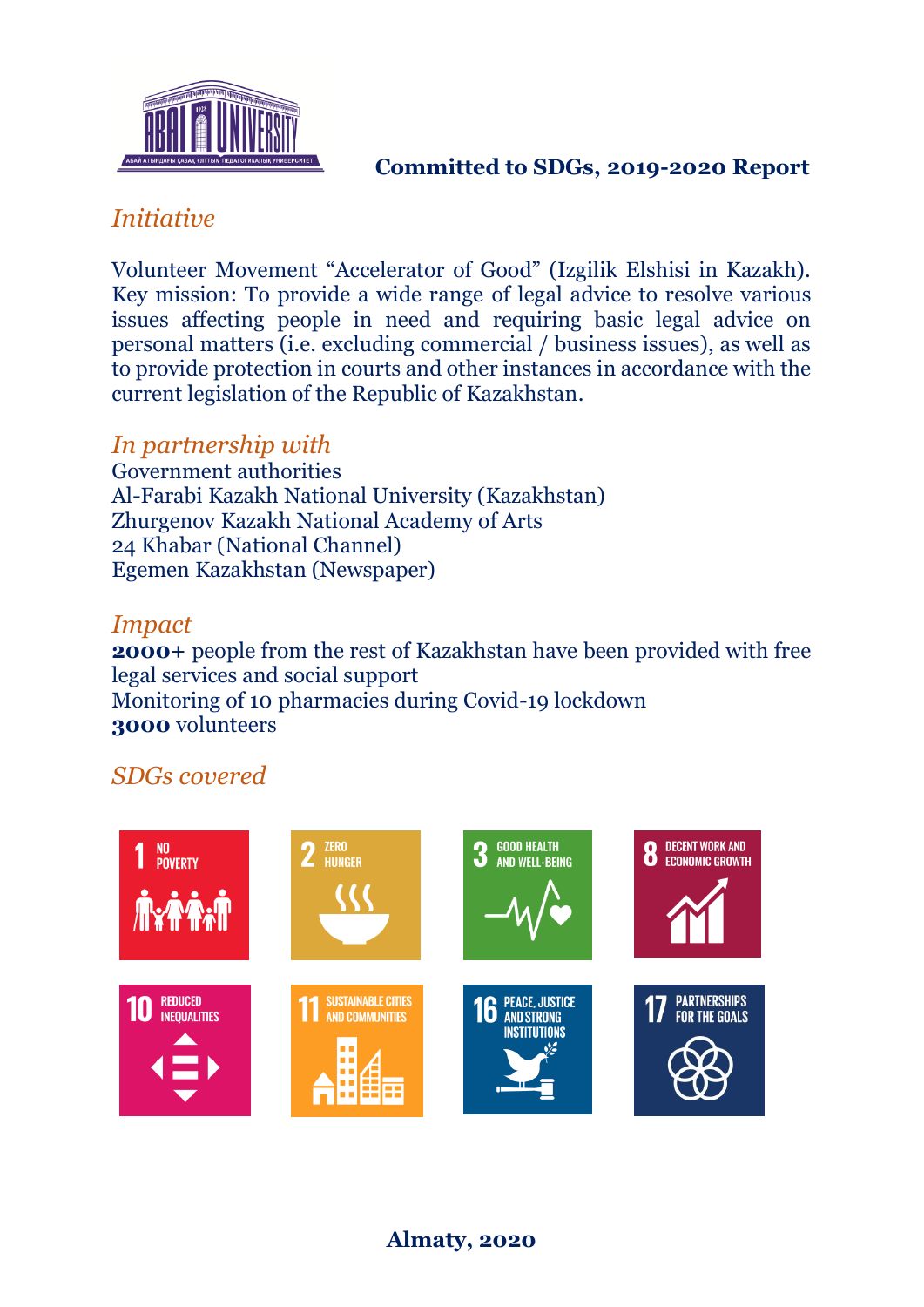**Committed to SDGs, 2019-2020 Report**

## *Initiative*

Volunteer Movement “Accelerator of Good” (Izgilik Elshisi in Kazakh). Key mission: To provide a wide range of legal advice to resolve various issues affecting people in need and requiring basic legal advice on personal matters (i.e. excluding commercial / business issues), as well as to provide protection in courts and other instances in accordance with the current legislation of the Republic of Kazakhstan.

## *In partnership with*

Government authorities
Al-Farabi Kazakh National University (Kazakhstan)
Zhurgenov Kazakh National Academy of Arts
24 Khabar (National Channel)
Egemen Kazakhstan (Newspaper)

## *Impact*

**2000+** people from the rest of Kazakhstan have been provided with free legal services and social support
Monitoring of 10 pharmacies during Covid-19 lockdown
**3000** volunteers

## *SDGs covered*

1 NO POVERTY
2 ZERO HUNGER
3 GOOD HEALTH AND WELL-BEING
8 DECENT WORK AND ECONOMIC GROWTH
10 REDUCED INEQUALITIES
11 SUSTAINABLE CITIES AND COMMUNITIES
16 PEACE, JUSTICE AND STRONG INSTITUTIONS
17 PARTNERSHIPS FOR THE GOALS

**Almaty, 2020**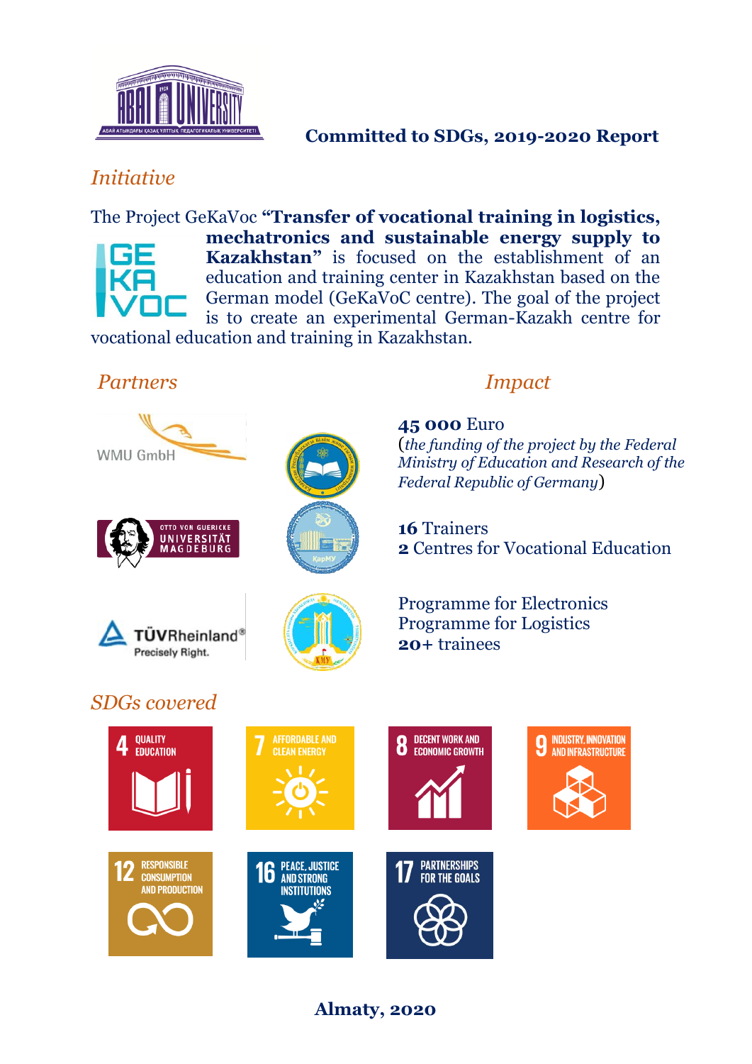**Committed to SDGs, 2019-2020 Report**

## *Initiative*

The Project GeKaVoc **"Transfer of vocational training in logistics, mechatronics and sustainable energy supply to Kazakhstan"** is focused on the establishment of an education and training center in Kazakhstan based on the German model (GeKaVoC centre). The goal of the project is to create an experimental German-Kazakh centre for vocational education and training in Kazakhstan.

## *Partners*

WMU GmbH

Otto von Guericke Universität Magdeburg

TÜVRheinland® Precisely Right.

## *Impact*

**45 000** Euro
(*the funding of the project by the Federal Ministry of Education and Research of the Federal Republic of Germany*)

**16** Trainers
**2** Centres for Vocational Education

Programme for Electronics
Programme for Logistics
**20+** trainees

## *SDGs covered*

- 4 Quality Education
- 7 Affordable and Clean Energy
- 8 Decent Work and Economic Growth
- 9 Industry, Innovation and Infrastructure
- 12 Responsible Consumption and Production
- 16 Peace, Justice and Strong Institutions
- 17 Partnerships for the Goals

**Almaty, 2020**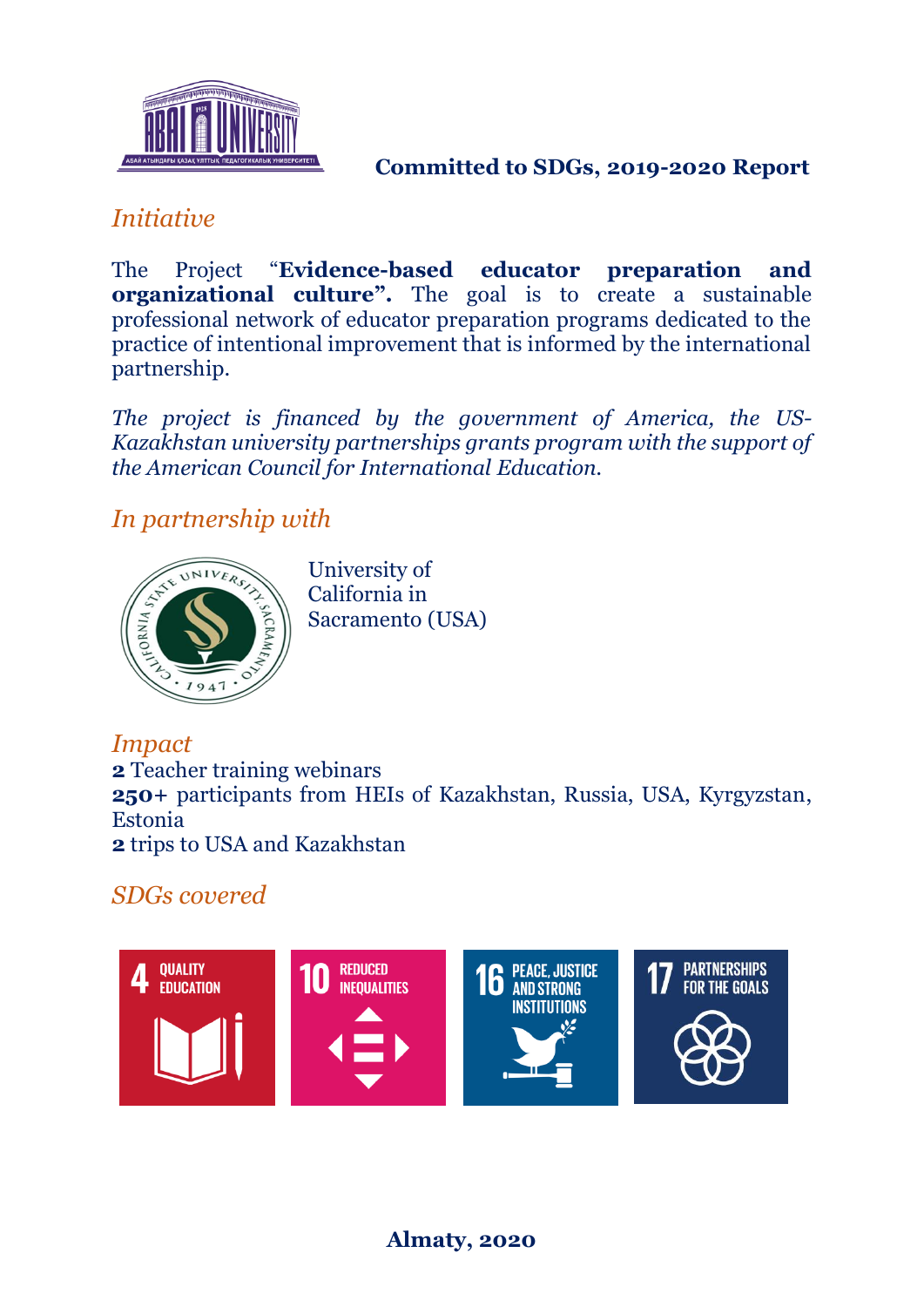**Committed to SDGs, 2019-2020 Report**

## *Initiative*

The Project "**Evidence-based educator preparation and organizational culture".** The goal is to create a sustainable professional network of educator preparation programs dedicated to the practice of intentional improvement that is informed by the international partnership.

*The project is financed by the government of America, the US-Kazakhstan university partnerships grants program with the support of the American Council for International Education.*

## *In partnership with*

University of California in Sacramento (USA)

## *Impact*

**2** Teacher training webinars
**250+** participants from HEIs of Kazakhstan, Russia, USA, Kyrgyzstan, Estonia
**2** trips to USA and Kazakhstan

## *SDGs covered*

4 QUALITY EDUCATION
10 REDUCED INEQUALITIES
16 PEACE, JUSTICE AND STRONG INSTITUTIONS
17 PARTNERSHIPS FOR THE GOALS

**Almaty, 2020**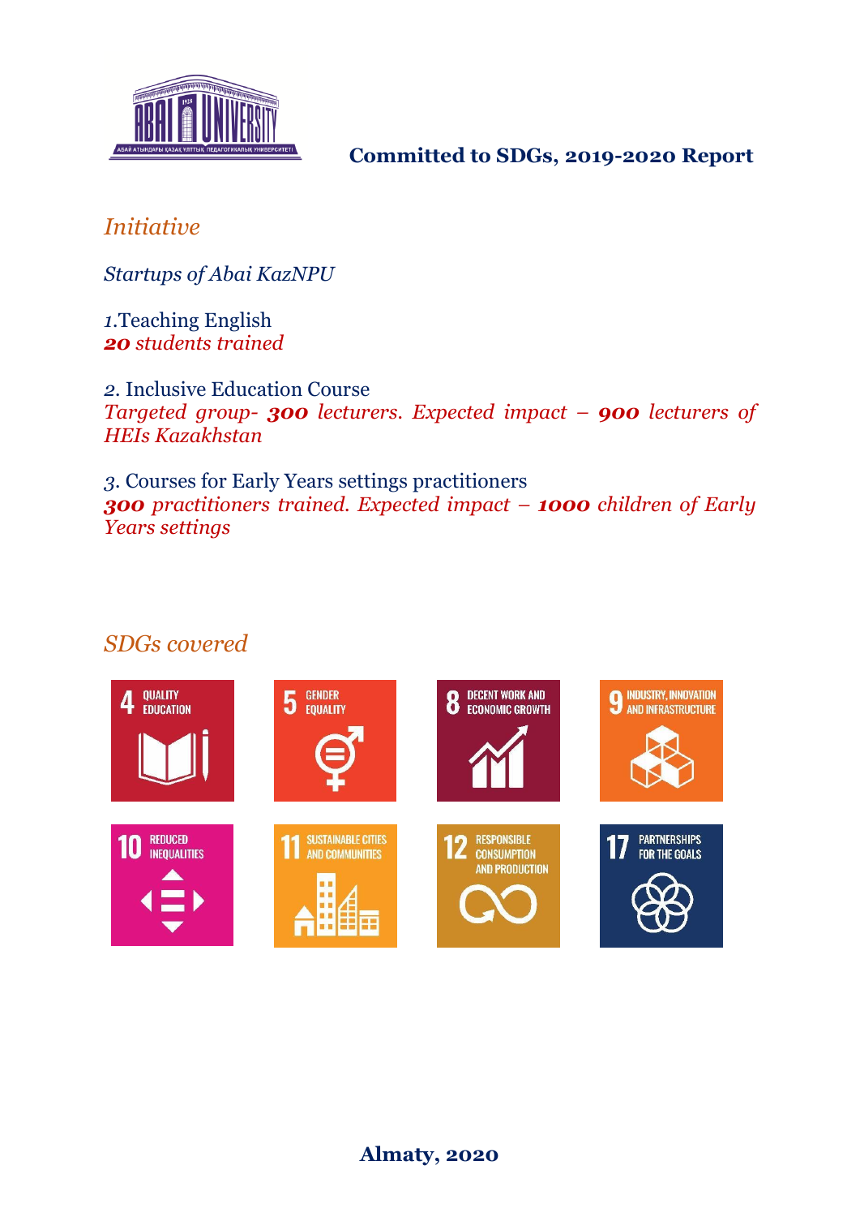**Committed to SDGs, 2019-2020 Report**

## *Initiative*

*Startups of Abai KazNPU*

1.Teaching English
***20** students trained*

2. Inclusive Education Course
*Targeted group- **300** lecturers. Expected impact – **900** lecturers of HEIs Kazakhstan*

3. Courses for Early Years settings practitioners
***300** practitioners trained. Expected impact – **1000** children of Early Years settings*

## *SDGs covered*

4 QUALITY EDUCATION

5 GENDER EQUALITY

8 DECENT WORK AND ECONOMIC GROWTH

9 INDUSTRY, INNOVATION AND INFRASTRUCTURE

10 REDUCED INEQUALITIES

11 SUSTAINABLE CITIES AND COMMUNITIES

12 RESPONSIBLE CONSUMPTION AND PRODUCTION

17 PARTNERSHIPS FOR THE GOALS

**Almaty, 2020**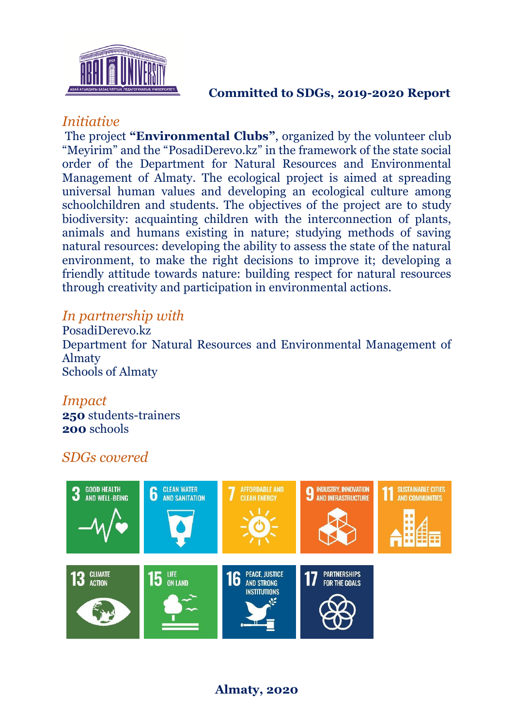**Committed to SDGs, 2019-2020 Report**

## *Initiative*

The project **"Environmental Clubs"**, organized by the volunteer club "Meyirim" and the "PosadiDerevo.kz" in the framework of the state social order of the Department for Natural Resources and Environmental Management of Almaty. The ecological project is aimed at spreading universal human values and developing an ecological culture among schoolchildren and students. The objectives of the project are to study biodiversity: acquainting children with the interconnection of plants, animals and humans existing in nature; studying methods of saving natural resources: developing the ability to assess the state of the natural environment, to make the right decisions to improve it; developing a friendly attitude towards nature: building respect for natural resources through creativity and participation in environmental actions.

## *In partnership with*

PosadiDerevo.kz
Department for Natural Resources and Environmental Management of Almaty
Schools of Almaty

## *Impact*

**250** students-trainers
**200** schools

## *SDGs covered*

3 GOOD HEALTH AND WELL-BEING
6 CLEAN WATER AND SANITATION
7 AFFORDABLE AND CLEAN ENERGY
9 INDUSTRY, INNOVATION AND INFRASTRUCTURE
11 SUSTAINABLE CITIES AND COMMUNITIES
13 CLIMATE ACTION
15 LIFE ON LAND
16 PEACE, JUSTICE AND STRONG INSTITUTIONS
17 PARTNERSHIPS FOR THE GOALS

**Almaty, 2020**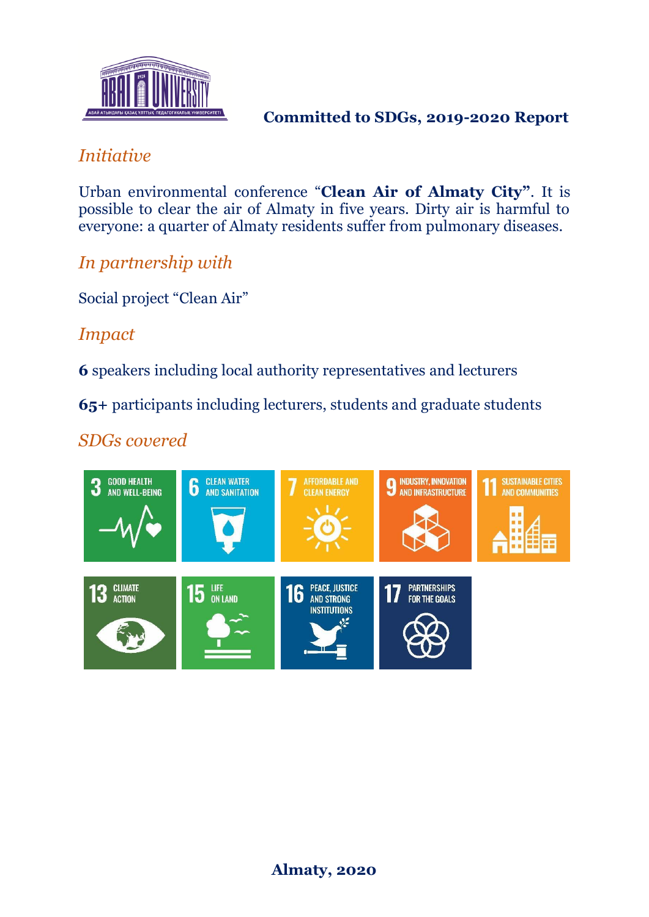**Committed to SDGs, 2019-2020 Report**

## *Initiative*

Urban environmental conference “**Clean Air of Almaty City”**. It is possible to clear the air of Almaty in five years. Dirty air is harmful to everyone: a quarter of Almaty residents suffer from pulmonary diseases.

## *In partnership with*

Social project “Clean Air”

## *Impact*

**6** speakers including local authority representatives and lecturers

**65+** participants including lecturers, students and graduate students

## *SDGs covered*

3 GOOD HEALTH AND WELL-BEING

6 CLEAN WATER AND SANITATION

7 AFFORDABLE AND CLEAN ENERGY

9 INDUSTRY, INNOVATION AND INFRASTRUCTURE

11 SUSTAINABLE CITIES AND COMMUNITIES

13 CLIMATE ACTION

15 LIFE ON LAND

16 PEACE, JUSTICE AND STRONG INSTITUTIONS

17 PARTNERSHIPS FOR THE GOALS

**Almaty, 2020**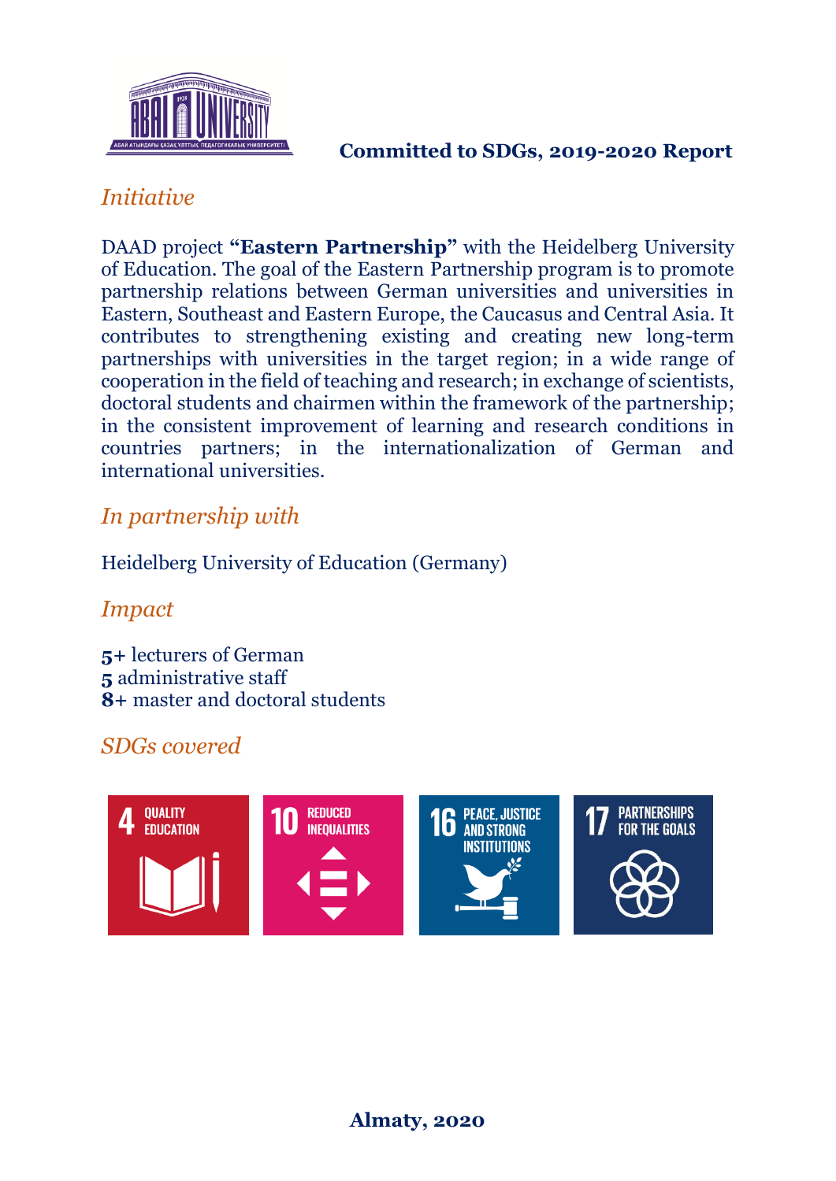**Committed to SDGs, 2019-2020 Report**

## *Initiative*

DAAD project **"Eastern Partnership"** with the Heidelberg University of Education. The goal of the Eastern Partnership program is to promote partnership relations between German universities and universities in Eastern, Southeast and Eastern Europe, the Caucasus and Central Asia. It contributes to strengthening existing and creating new long-term partnerships with universities in the target region; in a wide range of cooperation in the field of teaching and research; in exchange of scientists, doctoral students and chairmen within the framework of the partnership; in the consistent improvement of learning and research conditions in countries partners; in the internationalization of German and international universities.

## *In partnership with*

Heidelberg University of Education (Germany)

## *Impact*

**5+** lecturers of German
**5** administrative staff
**8**+ master and doctoral students

## *SDGs covered*

4 QUALITY EDUCATION
10 REDUCED INEQUALITIES
16 PEACE, JUSTICE AND STRONG INSTITUTIONS
17 PARTNERSHIPS FOR THE GOALS

**Almaty, 2020**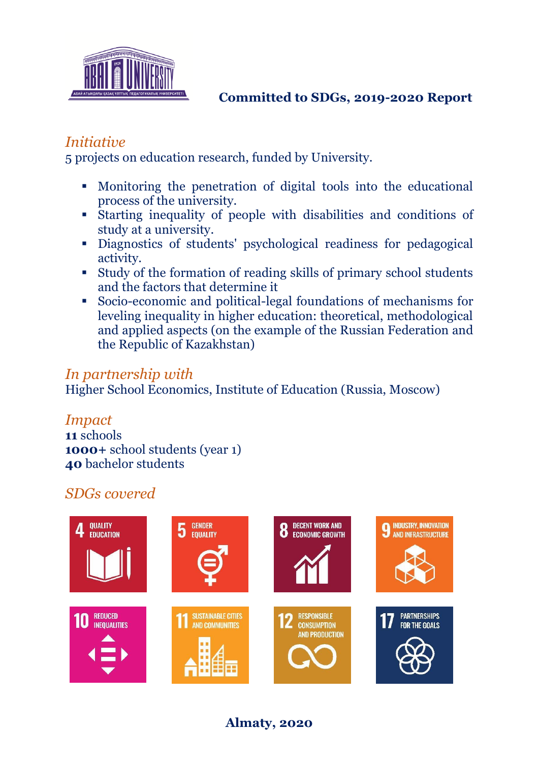**Committed to SDGs, 2019-2020 Report**

*Initiative*

5 projects on education research, funded by University.

- Monitoring the penetration of digital tools into the educational process of the university.
- Starting inequality of people with disabilities and conditions of study at a university.
- Diagnostics of students' psychological readiness for pedagogical activity.
- Study of the formation of reading skills of primary school students and the factors that determine it
- Socio-economic and political-legal foundations of mechanisms for leveling inequality in higher education: theoretical, methodological and applied aspects (on the example of the Russian Federation and the Republic of Kazakhstan)

*In partnership with*

Higher School Economics, Institute of Education (Russia, Moscow)

*Impact*

**11** schools
**1000+** school students (year 1)
**40** bachelor students

*SDGs covered*

4 QUALITY EDUCATION
5 GENDER EQUALITY
8 DECENT WORK AND ECONOMIC GROWTH
9 INDUSTRY, INNOVATION AND INFRASTRUCTURE
10 REDUCED INEQUALITIES
11 SUSTAINABLE CITIES AND COMMUNITIES
12 RESPONSIBLE CONSUMPTION AND PRODUCTION
17 PARTNERSHIPS FOR THE GOALS

**Almaty, 2020**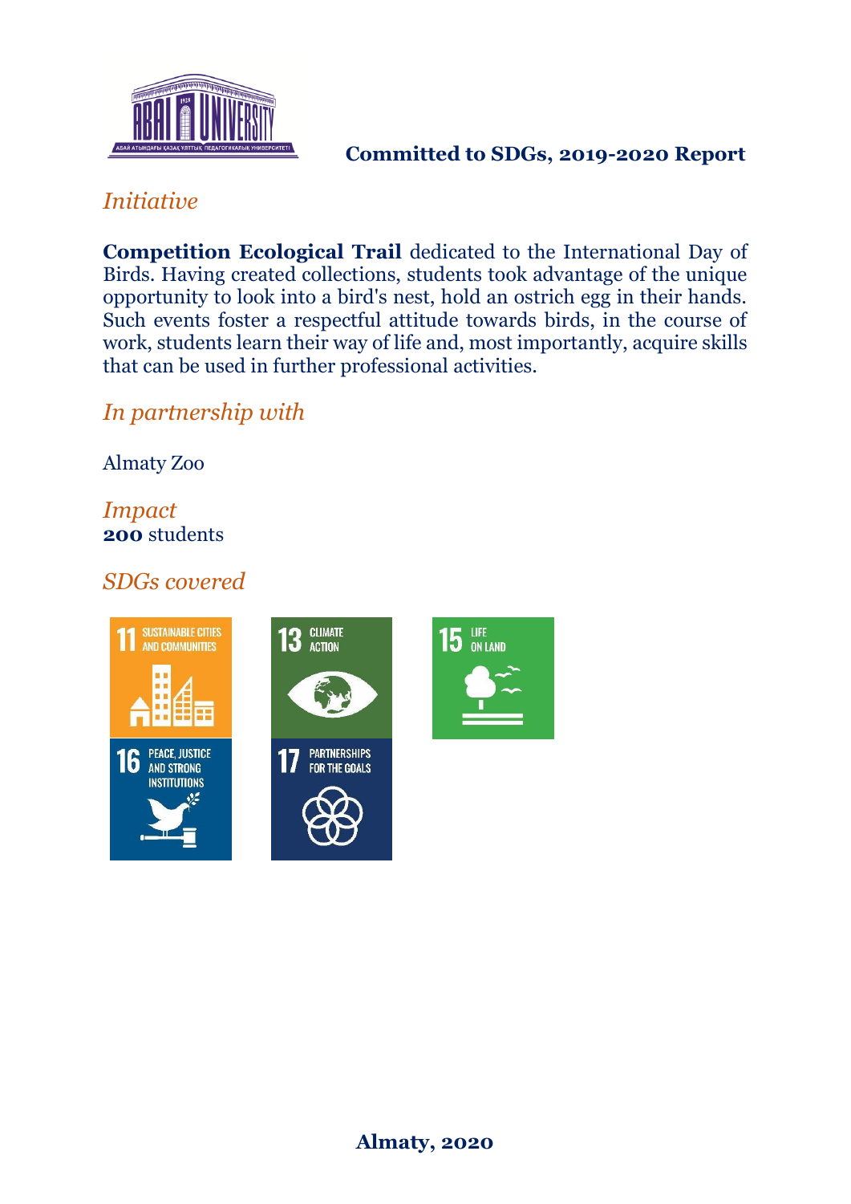**Committed to SDGs, 2019-2020 Report**

*Initiative*

**Competition Ecological Trail** dedicated to the International Day of Birds. Having created collections, students took advantage of the unique opportunity to look into a bird's nest, hold an ostrich egg in their hands. Such events foster a respectful attitude towards birds, in the course of work, students learn their way of life and, most importantly, acquire skills that can be used in further professional activities.

*In partnership with*

Almaty Zoo

*Impact*
**200** students

*SDGs covered*

11 SUSTAINABLE CITIES AND COMMUNITIES

13 CLIMATE ACTION

15 LIFE ON LAND

16 PEACE, JUSTICE AND STRONG INSTITUTIONS

17 PARTNERSHIPS FOR THE GOALS

**Almaty, 2020**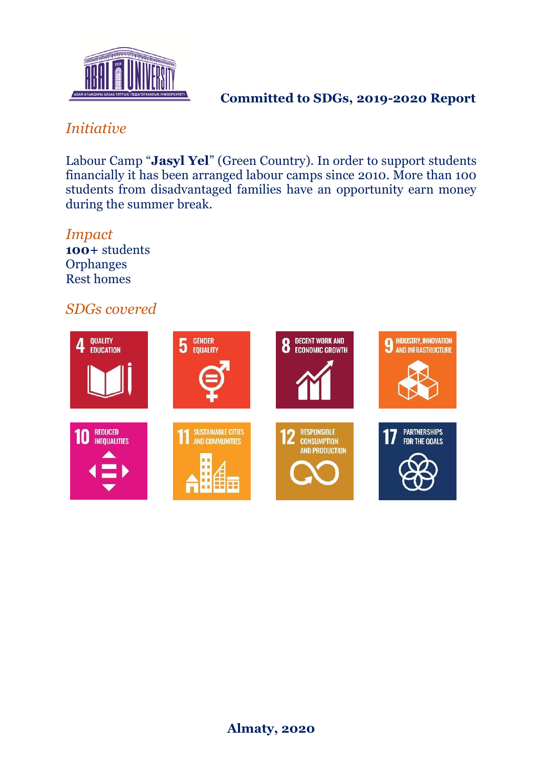**Committed to SDGs, 2019-2020 Report**

## *Initiative*

Labour Camp "**Jasyl Yel**" (Green Country). In order to support students financially it has been arranged labour camps since 2010. More than 100 students from disadvantaged families have an opportunity earn money during the summer break.

## *Impact*

**100+** students
Orphanges
Rest homes

## *SDGs covered*

4 QUALITY EDUCATION
5 GENDER EQUALITY
8 DECENT WORK AND ECONOMIC GROWTH
9 INDUSTRY, INNOVATION AND INFRASTRUCTURE
10 REDUCED INEQUALITIES
11 SUSTAINABLE CITIES AND COMMUNITIES
12 RESPONSIBLE CONSUMPTION AND PRODUCTION
17 PARTNERSHIPS FOR THE GOALS

**Almaty, 2020**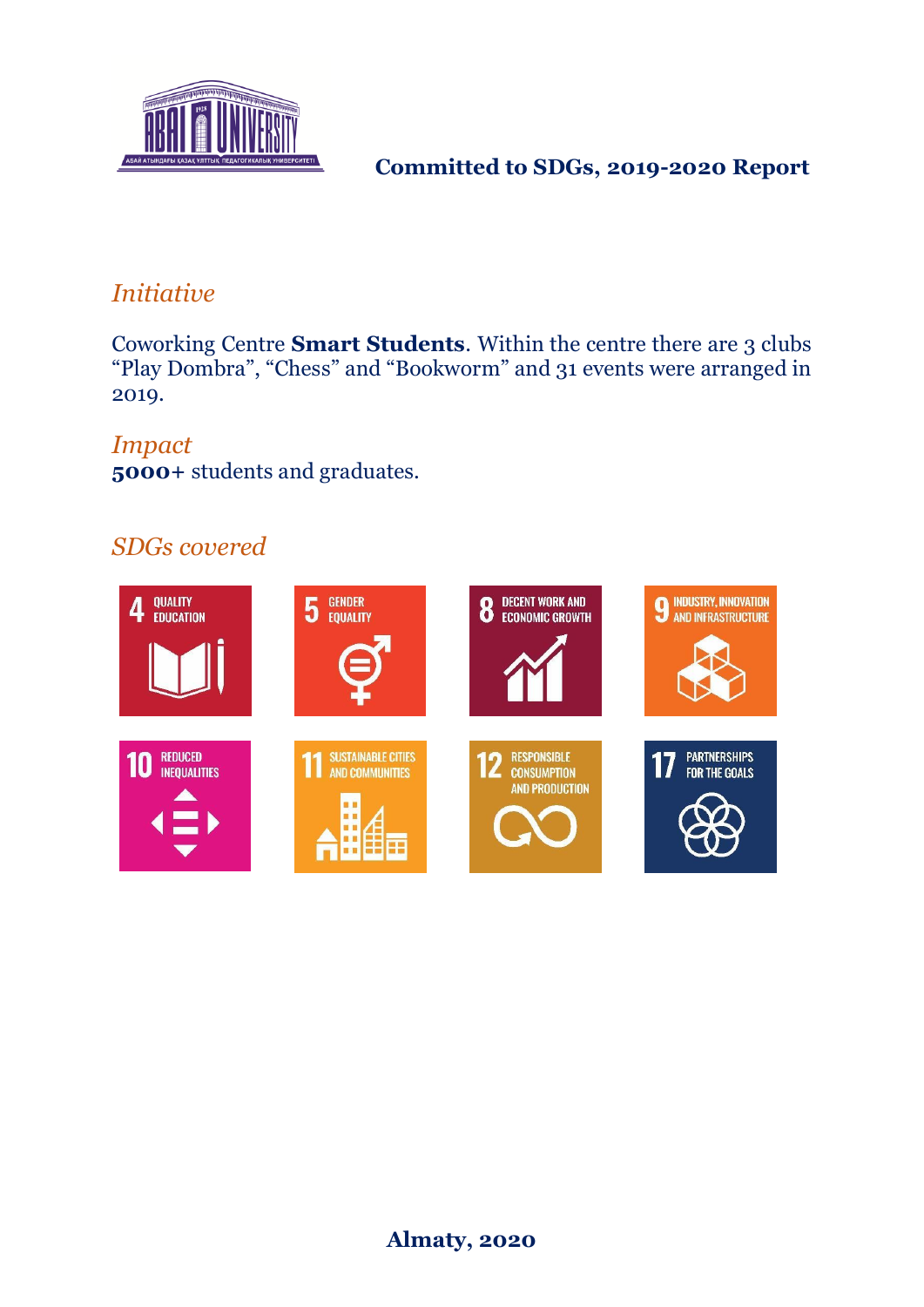**Committed to SDGs, 2019-2020 Report**

*Initiative*

Coworking Centre **Smart Students**. Within the centre there are 3 clubs “Play Dombra”, “Chess” and “Bookworm” and 31 events were arranged in 2019.

*Impact*

**5000+** students and graduates.

*SDGs covered*

4 QUALITY EDUCATION

5 GENDER EQUALITY

8 DECENT WORK AND ECONOMIC GROWTH

9 INDUSTRY, INNOVATION AND INFRASTRUCTURE

10 REDUCED INEQUALITIES

11 SUSTAINABLE CITIES AND COMMUNITIES

12 RESPONSIBLE CONSUMPTION AND PRODUCTION

17 PARTNERSHIPS FOR THE GOALS

**Almaty, 2020**